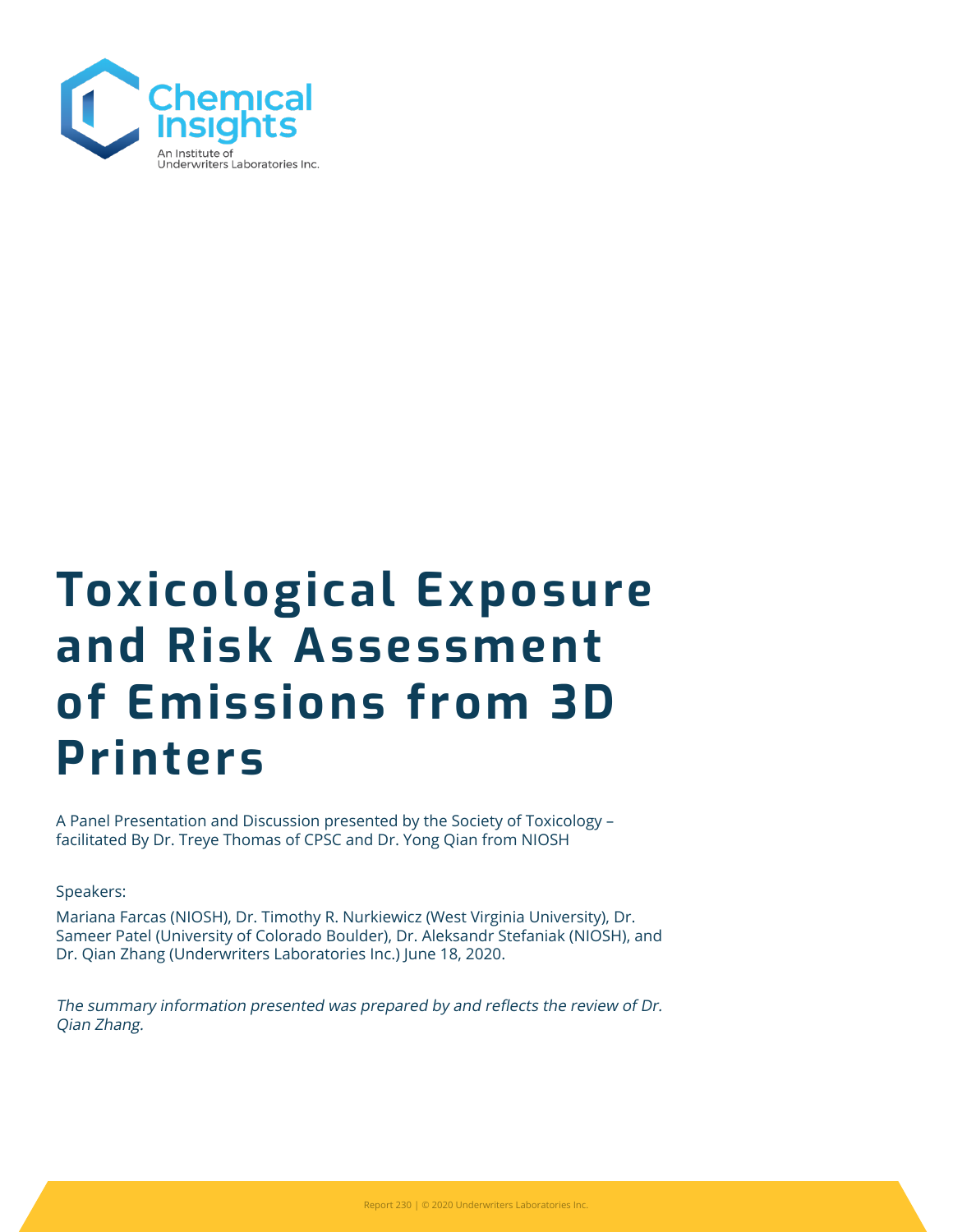# Toxicological Exposure and Risk Assessment of Emissions from 3D Printers

A Panel Presentation and Discussion presented by the Society of Toxicology – facilitated By Dr. Treye Thomas of CPSC and Dr. Yong Qian from NIOSH

Speakers:

Mariana Farcas (NIOSH), Dr. Timothy R. Nurkiewicz (West Virginia University), Dr. Sameer Patel (University of Colorado Boulder), Dr. Aleksandr Stefaniak (NIOSH), and Dr. Qian Zhang (Underwriters Laboratories Inc.) June 18, 2020.

*The summary information presented was prepared by and reflects the review of Dr. Qian Zhang.*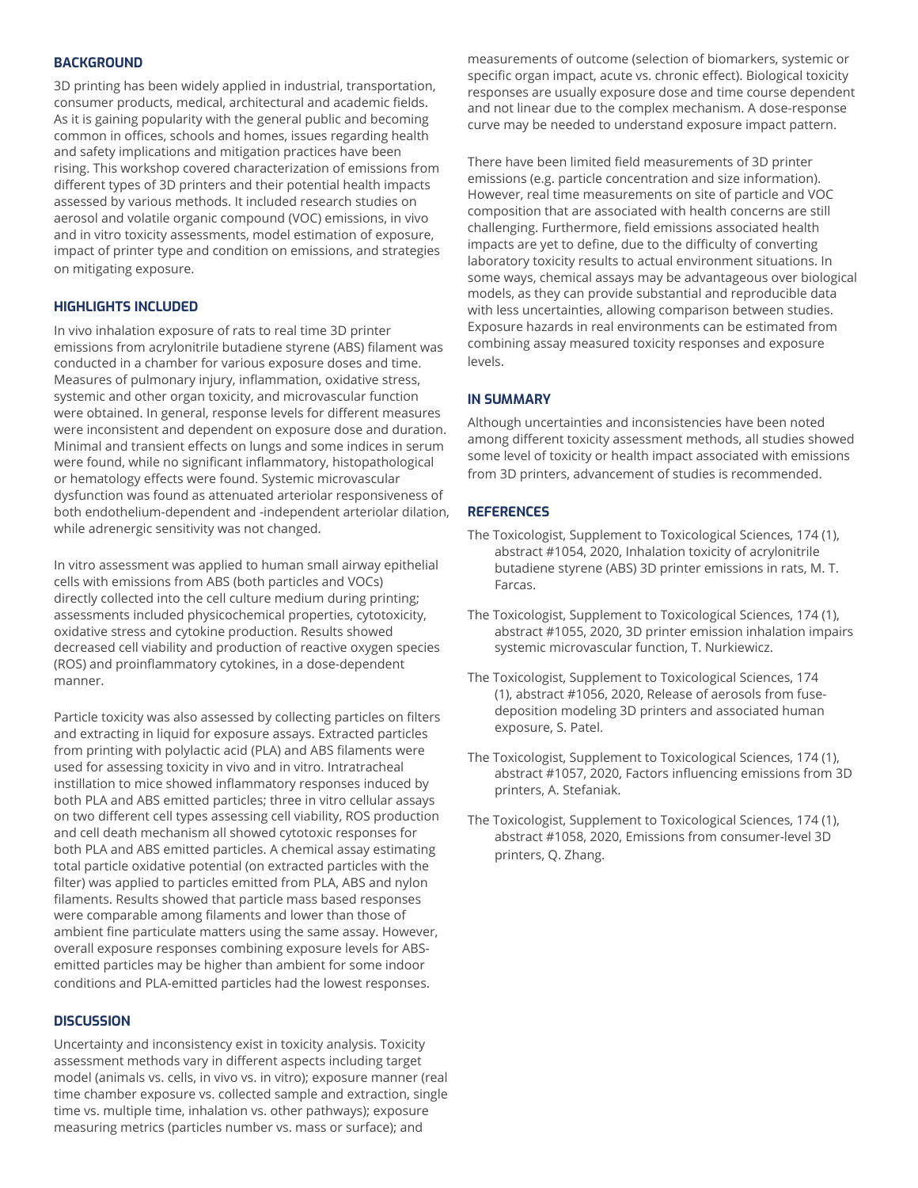## BACKGROUND

3D printing has been widely applied in industrial, transportation, consumer products, medical, architectural and academic fields. As it is gaining popularity with the general public and becoming common in offices, schools and homes, issues regarding health and safety implications and mitigation practices have been rising. This workshop covered characterization of emissions from different types of 3D printers and their potential health impacts assessed by various methods. It included research studies on aerosol and volatile organic compound (VOC) emissions, in vivo and in vitro toxicity assessments, model estimation of exposure, impact of printer type and condition on emissions, and strategies on mitigating exposure.

## HIGHLIGHTS INCLUDED

In vivo inhalation exposure of rats to real time 3D printer emissions from acrylonitrile butadiene styrene (ABS) filament was conducted in a chamber for various exposure doses and time. Measures of pulmonary injury, inflammation, oxidative stress, systemic and other organ toxicity, and microvascular function were obtained. In general, response levels for different measures were inconsistent and dependent on exposure dose and duration. Minimal and transient effects on lungs and some indices in serum were found, while no significant inflammatory, histopathological or hematology effects were found. Systemic microvascular dysfunction was found as attenuated arteriolar responsiveness of both endothelium-dependent and -independent arteriolar dilation, while adrenergic sensitivity was not changed.

In vitro assessment was applied to human small airway epithelial cells with emissions from ABS (both particles and VOCs) directly collected into the cell culture medium during printing; assessments included physicochemical properties, cytotoxicity, oxidative stress and cytokine production. Results showed decreased cell viability and production of reactive oxygen species (ROS) and proinflammatory cytokines, in a dose-dependent manner.

Particle toxicity was also assessed by collecting particles on filters and extracting in liquid for exposure assays. Extracted particles from printing with polylactic acid (PLA) and ABS filaments were used for assessing toxicity in vivo and in vitro. Intratracheal instillation to mice showed inflammatory responses induced by both PLA and ABS emitted particles; three in vitro cellular assays on two different cell types assessing cell viability, ROS production and cell death mechanism all showed cytotoxic responses for both PLA and ABS emitted particles. A chemical assay estimating total particle oxidative potential (on extracted particles with the filter) was applied to particles emitted from PLA, ABS and nylon filaments. Results showed that particle mass based responses were comparable among filaments and lower than those of ambient fine particulate matters using the same assay. However, overall exposure responses combining exposure levels for ABS-emitted particles may be higher than ambient for some indoor conditions and PLA-emitted particles had the lowest responses.

## DISCUSSION

Uncertainty and inconsistency exist in toxicity analysis. Toxicity assessment methods vary in different aspects including target model (animals vs. cells, in vivo vs. in vitro); exposure manner (real time chamber exposure vs. collected sample and extraction, single time vs. multiple time, inhalation vs. other pathways); exposure measuring metrics (particles number vs. mass or surface); and measurements of outcome (selection of biomarkers, systemic or specific organ impact, acute vs. chronic effect). Biological toxicity responses are usually exposure dose and time course dependent and not linear due to the complex mechanism. A dose-response curve may be needed to understand exposure impact pattern.

There have been limited field measurements of 3D printer emissions (e.g. particle concentration and size information). However, real time measurements on site of particle and VOC composition that are associated with health concerns are still challenging. Furthermore, field emissions associated health impacts are yet to define, due to the difficulty of converting laboratory toxicity results to actual environment situations. In some ways, chemical assays may be advantageous over biological models, as they can provide substantial and reproducible data with less uncertainties, allowing comparison between studies. Exposure hazards in real environments can be estimated from combining assay measured toxicity responses and exposure levels.

## IN SUMMARY

Although uncertainties and inconsistencies have been noted among different toxicity assessment methods, all studies showed some level of toxicity or health impact associated with emissions from 3D printers, advancement of studies is recommended.

## REFERENCES

The Toxicologist, Supplement to Toxicological Sciences, 174 (1), abstract #1054, 2020, Inhalation toxicity of acrylonitrile butadiene styrene (ABS) 3D printer emissions in rats, M. T. Farcas.

The Toxicologist, Supplement to Toxicological Sciences, 174 (1), abstract #1055, 2020, 3D printer emission inhalation impairs systemic microvascular function, T. Nurkiewicz.

The Toxicologist, Supplement to Toxicological Sciences, 174 (1), abstract #1056, 2020, Release of aerosols from fuse-deposition modeling 3D printers and associated human exposure, S. Patel.

The Toxicologist, Supplement to Toxicological Sciences, 174 (1), abstract #1057, 2020, Factors influencing emissions from 3D printers, A. Stefaniak.

The Toxicologist, Supplement to Toxicological Sciences, 174 (1), abstract #1058, 2020, Emissions from consumer-level 3D printers, Q. Zhang.